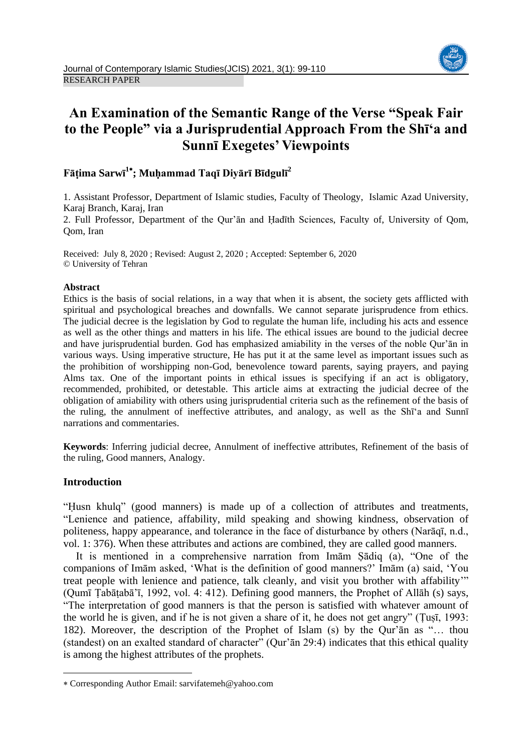RESEARCH PAPER

# An Examination of the Semantic Range of the Verse "Speak Fair to the People" via a Jurisprudential Approach From the Shīʻa and Sunnī Exegetes' Viewpoints

**Fāṭima Sarwī[1*]; Muḥammad Taqī Diyārī Bīdgulī[2]**

1. Assistant Professor, Department of Islamic studies, Faculty of Theology, Islamic Azad University, Karaj Branch, Karaj, Iran
2. Full Professor, Department of the Qur'ān and Ḥadīth Sciences, Faculty of, University of Qom, Qom, Iran

Received: July 8, 2020 ; Revised: August 2, 2020 ; Accepted: September 6, 2020
© University of Tehran

## Abstract

Ethics is the basis of social relations, in a way that when it is absent, the society gets afflicted with spiritual and psychological breaches and downfalls. We cannot separate jurisprudence from ethics. The judicial decree is the legislation by God to regulate the human life, including his acts and essence as well as the other things and matters in his life. The ethical issues are bound to the judicial decree and have jurisprudential burden. God has emphasized amiability in the verses of the noble Qur'ān in various ways. Using imperative structure, He has put it at the same level as important issues such as the prohibition of worshipping non-God, benevolence toward parents, saying prayers, and paying Alms tax. One of the important points in ethical issues is specifying if an act is obligatory, recommended, prohibited, or detestable. This article aims at extracting the judicial decree of the obligation of amiability with others using jurisprudential criteria such as the refinement of the basis of the ruling, the annulment of ineffective attributes, and analogy, as well as the Shīʻa and Sunnī narrations and commentaries.

**Keywords**: Inferring judicial decree, Annulment of ineffective attributes, Refinement of the basis of the ruling, Good manners, Analogy.

## Introduction

"Ḥusn khulq" (good manners) is made up of a collection of attributes and treatments, "Lenience and patience, affability, mild speaking and showing kindness, observation of politeness, happy appearance, and tolerance in the face of disturbance by others (Narāqī, n.d., vol. 1: 376). When these attributes and actions are combined, they are called good manners.

It is mentioned in a comprehensive narration from Imām Ṣādiq (a), "One of the companions of Imām asked, 'What is the definition of good manners?' Imām (a) said, 'You treat people with lenience and patience, talk cleanly, and visit you brother with affability'" (Qumī Ṭabāṭabā'ī, 1992, vol. 4: 412). Defining good manners, the Prophet of Allāh (s) says, "The interpretation of good manners is that the person is satisfied with whatever amount of the world he is given, and if he is not given a share of it, he does not get angry" (Ṭuṣī, 1993: 182). Moreover, the description of the Prophet of Islam (s) by the Qur'ān as "… thou (standest) on an exalted standard of character" (Qur'ān 29:4) indicates that this ethical quality is among the highest attributes of the prophets.

* Corresponding Author Email: sarvifatemeh@yahoo.com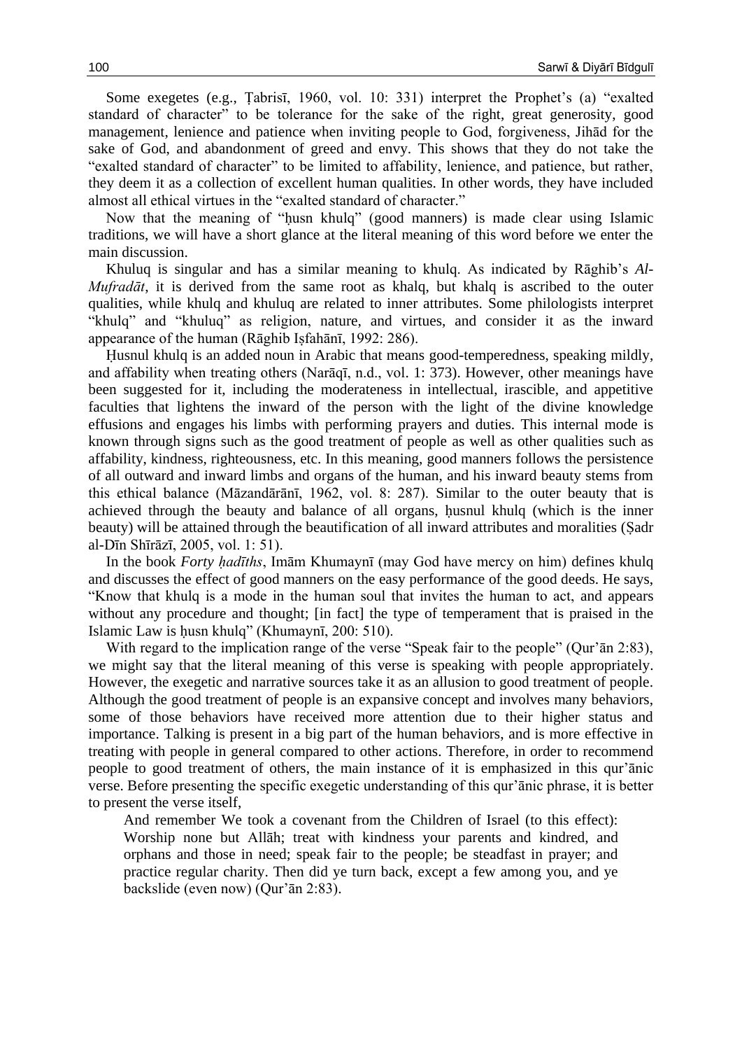Some exegetes (e.g., Ṭabrisī, 1960, vol. 10: 331) interpret the Prophet's (a) "exalted standard of character" to be tolerance for the sake of the right, great generosity, good management, lenience and patience when inviting people to God, forgiveness, Jihād for the sake of God, and abandonment of greed and envy. This shows that they do not take the "exalted standard of character" to be limited to affability, lenience, and patience, but rather, they deem it as a collection of excellent human qualities. In other words, they have included almost all ethical virtues in the "exalted standard of character."

Now that the meaning of "ḥusn khulq" (good manners) is made clear using Islamic traditions, we will have a short glance at the literal meaning of this word before we enter the main discussion.

Khuluq is singular and has a similar meaning to khulq. As indicated by Rāghib's *Al-Mufradāt*, it is derived from the same root as khalq, but khalq is ascribed to the outer qualities, while khulq and khuluq are related to inner attributes. Some philologists interpret "khulq" and "khuluq" as religion, nature, and virtues, and consider it as the inward appearance of the human (Rāghib Iṣfahānī, 1992: 286).

Ḥusnul khulq is an added noun in Arabic that means good-temperedness, speaking mildly, and affability when treating others (Narāqī, n.d., vol. 1: 373). However, other meanings have been suggested for it, including the moderateness in intellectual, irascible, and appetitive faculties that lightens the inward of the person with the light of the divine knowledge effusions and engages his limbs with performing prayers and duties. This internal mode is known through signs such as the good treatment of people as well as other qualities such as affability, kindness, righteousness, etc. In this meaning, good manners follows the persistence of all outward and inward limbs and organs of the human, and his inward beauty stems from this ethical balance (Māzandārānī, 1962, vol. 8: 287). Similar to the outer beauty that is achieved through the beauty and balance of all organs, ḥusnul khulq (which is the inner beauty) will be attained through the beautification of all inward attributes and moralities (Ṣadr al-Dīn Shīrāzī, 2005, vol. 1: 51).

In the book *Forty ḥadīths*, Imām Khumaynī (may God have mercy on him) defines khulq and discusses the effect of good manners on the easy performance of the good deeds. He says, "Know that khulq is a mode in the human soul that invites the human to act, and appears without any procedure and thought; [in fact] the type of temperament that is praised in the Islamic Law is ḥusn khulq" (Khumaynī, 200: 510).

With regard to the implication range of the verse "Speak fair to the people" (Qur'ān 2:83), we might say that the literal meaning of this verse is speaking with people appropriately. However, the exegetic and narrative sources take it as an allusion to good treatment of people. Although the good treatment of people is an expansive concept and involves many behaviors, some of those behaviors have received more attention due to their higher status and importance. Talking is present in a big part of the human behaviors, and is more effective in treating with people in general compared to other actions. Therefore, in order to recommend people to good treatment of others, the main instance of it is emphasized in this qur'ānic verse. Before presenting the specific exegetic understanding of this qur'ānic phrase, it is better to present the verse itself,

> And remember We took a covenant from the Children of Israel (to this effect): Worship none but Allāh; treat with kindness your parents and kindred, and orphans and those in need; speak fair to the people; be steadfast in prayer; and practice regular charity. Then did ye turn back, except a few among you, and ye backslide (even now) (Qur'ān 2:83).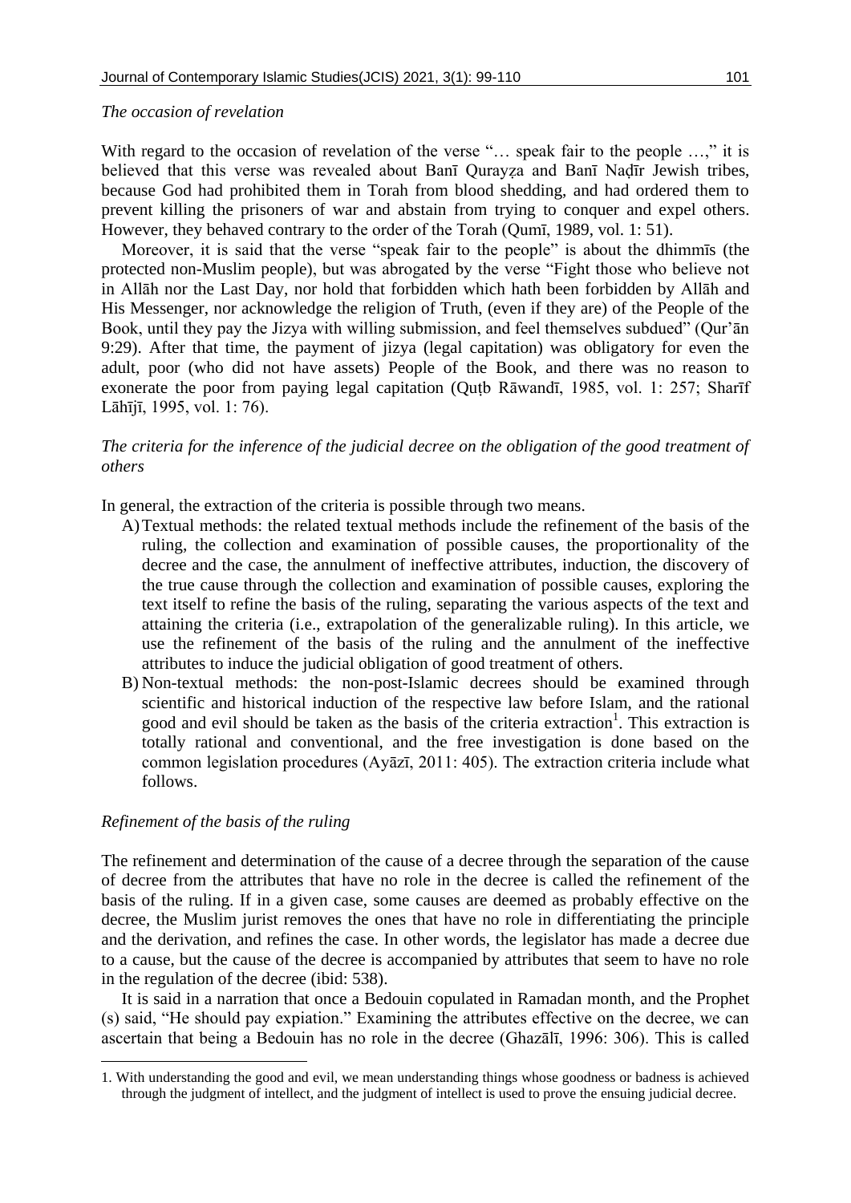*The occasion of revelation*

With regard to the occasion of revelation of the verse "… speak fair to the people …," it is believed that this verse was revealed about Banī Qurayẓa and Banī Naḍīr Jewish tribes, because God had prohibited them in Torah from blood shedding, and had ordered them to prevent killing the prisoners of war and abstain from trying to conquer and expel others. However, they behaved contrary to the order of the Torah (Qumī, 1989, vol. 1: 51).

Moreover, it is said that the verse "speak fair to the people" is about the dhimmīs (the protected non-Muslim people), but was abrogated by the verse "Fight those who believe not in Allāh nor the Last Day, nor hold that forbidden which hath been forbidden by Allāh and His Messenger, nor acknowledge the religion of Truth, (even if they are) of the People of the Book, until they pay the Jizya with willing submission, and feel themselves subdued" (Qur'ān 9:29). After that time, the payment of jizya (legal capitation) was obligatory for even the adult, poor (who did not have assets) People of the Book, and there was no reason to exonerate the poor from paying legal capitation (Quṭb Rāwandī, 1985, vol. 1: 257; Sharīf Lāhījī, 1995, vol. 1: 76).

*The criteria for the inference of the judicial decree on the obligation of the good treatment of others*

In general, the extraction of the criteria is possible through two means.

A) Textual methods: the related textual methods include the refinement of the basis of the ruling, the collection and examination of possible causes, the proportionality of the decree and the case, the annulment of ineffective attributes, induction, the discovery of the true cause through the collection and examination of possible causes, exploring the text itself to refine the basis of the ruling, separating the various aspects of the text and attaining the criteria (i.e., extrapolation of the generalizable ruling). In this article, we use the refinement of the basis of the ruling and the annulment of the ineffective attributes to induce the judicial obligation of good treatment of others.

B) Non-textual methods: the non-post-Islamic decrees should be examined through scientific and historical induction of the respective law before Islam, and the rational good and evil should be taken as the basis of the criteria extraction[1]. This extraction is totally rational and conventional, and the free investigation is done based on the common legislation procedures (Ayāzī, 2011: 405). The extraction criteria include what follows.

*Refinement of the basis of the ruling*

The refinement and determination of the cause of a decree through the separation of the cause of decree from the attributes that have no role in the decree is called the refinement of the basis of the ruling. If in a given case, some causes are deemed as probably effective on the decree, the Muslim jurist removes the ones that have no role in differentiating the principle and the derivation, and refines the case. In other words, the legislator has made a decree due to a cause, but the cause of the decree is accompanied by attributes that seem to have no role in the regulation of the decree (ibid: 538).

It is said in a narration that once a Bedouin copulated in Ramadan month, and the Prophet (s) said, "He should pay expiation." Examining the attributes effective on the decree, we can ascertain that being a Bedouin has no role in the decree (Ghazālī, 1996: 306). This is called

1. With understanding the good and evil, we mean understanding things whose goodness or badness is achieved through the judgment of intellect, and the judgment of intellect is used to prove the ensuing judicial decree.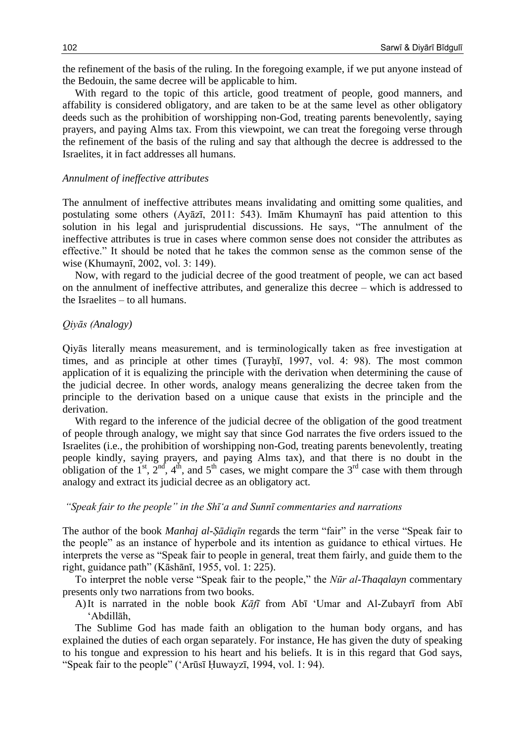the refinement of the basis of the ruling. In the foregoing example, if we put anyone instead of the Bedouin, the same decree will be applicable to him.

With regard to the topic of this article, good treatment of people, good manners, and affability is considered obligatory, and are taken to be at the same level as other obligatory deeds such as the prohibition of worshipping non-God, treating parents benevolently, saying prayers, and paying Alms tax. From this viewpoint, we can treat the foregoing verse through the refinement of the basis of the ruling and say that although the decree is addressed to the Israelites, it in fact addresses all humans.

### *Annulment of ineffective attributes*

The annulment of ineffective attributes means invalidating and omitting some qualities, and postulating some others (Ayāzī, 2011: 543). Imām Khumaynī has paid attention to this solution in his legal and jurisprudential discussions. He says, "The annulment of the ineffective attributes is true in cases where common sense does not consider the attributes as effective." It should be noted that he takes the common sense as the common sense of the wise (Khumaynī, 2002, vol. 3: 149).

Now, with regard to the judicial decree of the good treatment of people, we can act based on the annulment of ineffective attributes, and generalize this decree – which is addressed to the Israelites – to all humans.

### *Qiyās (Analogy)*

Qiyās literally means measurement, and is terminologically taken as free investigation at times, and as principle at other times (Ṭurayḥī, 1997, vol. 4: 98). The most common application of it is equalizing the principle with the derivation when determining the cause of the judicial decree. In other words, analogy means generalizing the decree taken from the principle to the derivation based on a unique cause that exists in the principle and the derivation.

With regard to the inference of the judicial decree of the obligation of the good treatment of people through analogy, we might say that since God narrates the five orders issued to the Israelites (i.e., the prohibition of worshipping non-God, treating parents benevolently, treating people kindly, saying prayers, and paying Alms tax), and that there is no doubt in the obligation of the 1st, 2nd, 4th, and 5th cases, we might compare the 3rd case with them through analogy and extract its judicial decree as an obligatory act.

### *"Speak fair to the people" in the Shīʿa and Sunnī commentaries and narrations*

The author of the book *Manhaj al-Ṣādiqīn* regards the term "fair" in the verse "Speak fair to the people" as an instance of hyperbole and its intention as guidance to ethical virtues. He interprets the verse as "Speak fair to people in general, treat them fairly, and guide them to the right, guidance path" (Kāshānī, 1955, vol. 1: 225).

To interpret the noble verse "Speak fair to the people," the *Nūr al-Thaqalayn* commentary presents only two narrations from two books.

A) It is narrated in the noble book *Kāfī* from Abī ʿUmar and Al-Zubayrī from Abī ʿAbdillāh,

The Sublime God has made faith an obligation to the human body organs, and has explained the duties of each organ separately. For instance, He has given the duty of speaking to his tongue and expression to his heart and his beliefs. It is in this regard that God says, "Speak fair to the people" (ʿArūsī Ḥuwayzī, 1994, vol. 1: 94).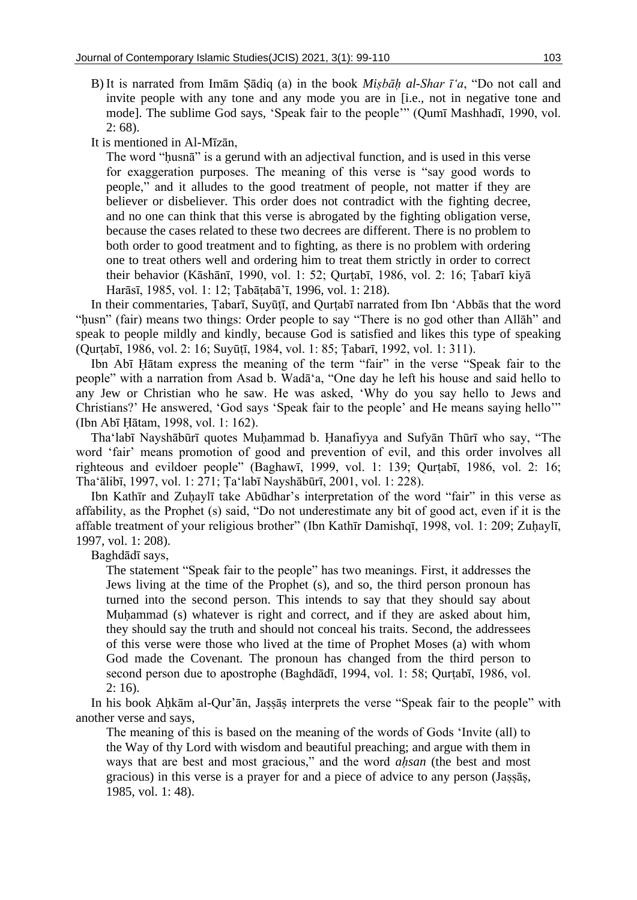B) It is narrated from Imām Ṣādiq (a) in the book *Miṣbāḥ al-Shar ī'a*, "Do not call and invite people with any tone and any mode you are in [i.e., not in negative tone and mode]. The sublime God says, 'Speak fair to the people'" (Qumī Mashhadī, 1990, vol. 2: 68).

It is mentioned in Al-Mīzān,

> The word "ḥusnā" is a gerund with an adjectival function, and is used in this verse for exaggeration purposes. The meaning of this verse is "say good words to people," and it alludes to the good treatment of people, not matter if they are believer or disbeliever. This order does not contradict with the fighting decree, and no one can think that this verse is abrogated by the fighting obligation verse, because the cases related to these two decrees are different. There is no problem to both order to good treatment and to fighting, as there is no problem with ordering one to treat others well and ordering him to treat them strictly in order to correct their behavior (Kāshānī, 1990, vol. 1: 52; Qurṭabī, 1986, vol. 2: 16; Ṭabarī kiyā Harāsī, 1985, vol. 1: 12; Ṭabāṭabā'ī, 1996, vol. 1: 218).

In their commentaries, Ṭabarī, Suyūṭī, and Qurṭabī narrated from Ibn 'Abbās that the word "ḥusn" (fair) means two things: Order people to say "There is no god other than Allāh" and speak to people mildly and kindly, because God is satisfied and likes this type of speaking (Qurṭabī, 1986, vol. 2: 16; Suyūṭī, 1984, vol. 1: 85; Ṭabarī, 1992, vol. 1: 311).

Ibn Abī Ḥātam express the meaning of the term "fair" in the verse "Speak fair to the people" with a narration from Asad b. Wadā'a, "One day he left his house and said hello to any Jew or Christian who he saw. He was asked, 'Why do you say hello to Jews and Christians?' He answered, 'God says 'Speak fair to the people' and He means saying hello'" (Ibn Abī Ḥātam, 1998, vol. 1: 162).

Tha'labī Nayshābūrī quotes Muḥammad b. Ḥanafiyya and Sufyān Thūrī who say, "The word 'fair' means promotion of good and prevention of evil, and this order involves all righteous and evildoer people" (Baghawī, 1999, vol. 1: 139; Qurṭabī, 1986, vol. 2: 16; Tha'ālibī, 1997, vol. 1: 271; Ṭa'labī Nayshābūrī, 2001, vol. 1: 228).

Ibn Kathīr and Zuḥaylī take Abūdhar's interpretation of the word "fair" in this verse as affability, as the Prophet (s) said, "Do not underestimate any bit of good act, even if it is the affable treatment of your religious brother" (Ibn Kathīr Damishqī, 1998, vol. 1: 209; Zuḥaylī, 1997, vol. 1: 208).

Baghdādī says,

> The statement "Speak fair to the people" has two meanings. First, it addresses the Jews living at the time of the Prophet (s), and so, the third person pronoun has turned into the second person. This intends to say that they should say about Muḥammad (s) whatever is right and correct, and if they are asked about him, they should say the truth and should not conceal his traits. Second, the addressees of this verse were those who lived at the time of Prophet Moses (a) with whom God made the Covenant. The pronoun has changed from the third person to second person due to apostrophe (Baghdādī, 1994, vol. 1: 58; Qurṭabī, 1986, vol. 2: 16).

In his book Aḥkām al-Qur'ān, Jaṣṣāṣ interprets the verse "Speak fair to the people" with another verse and says,

> The meaning of this is based on the meaning of the words of Gods 'Invite (all) to the Way of thy Lord with wisdom and beautiful preaching; and argue with them in ways that are best and most gracious," and the word *aḥsan* (the best and most gracious) in this verse is a prayer for and a piece of advice to any person (Jaṣṣāṣ, 1985, vol. 1: 48).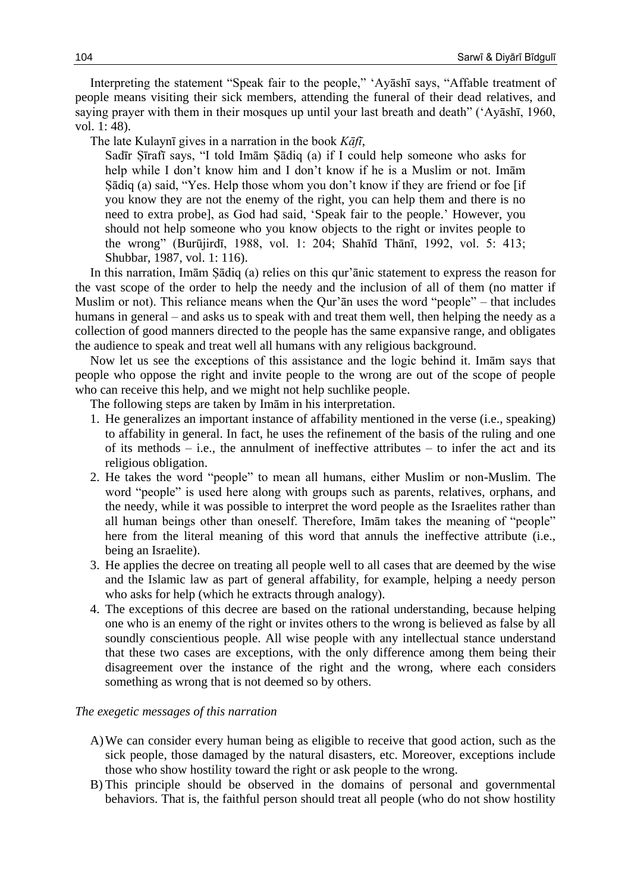Interpreting the statement “Speak fair to the people,” ‘Ayāshī says, “Affable treatment of people means visiting their sick members, attending the funeral of their dead relatives, and saying prayer with them in their mosques up until your last breath and death” (‘Ayāshī, 1960, vol. 1: 48).

The late Kulaynī gives in a narration in the book *Kāfī*,

> Sadīr Ṣīrafī says, “I told Imām Ṣādiq (a) if I could help someone who asks for help while I don’t know him and I don’t know if he is a Muslim or not. Imām Ṣādiq (a) said, “Yes. Help those whom you don’t know if they are friend or foe [if you know they are not the enemy of the right, you can help them and there is no need to extra probe], as God had said, ‘Speak fair to the people.’ However, you should not help someone who you know objects to the right or invites people to the wrong” (Burūjirdī, 1988, vol. 1: 204; Shahīd Thānī, 1992, vol. 5: 413; Shubbar, 1987, vol. 1: 116).

In this narration, Imām Ṣādiq (a) relies on this qur’ānic statement to express the reason for the vast scope of the order to help the needy and the inclusion of all of them (no matter if Muslim or not). This reliance means when the Qur’ān uses the word “people” – that includes humans in general – and asks us to speak with and treat them well, then helping the needy as a collection of good manners directed to the people has the same expansive range, and obligates the audience to speak and treat well all humans with any religious background.

Now let us see the exceptions of this assistance and the logic behind it. Imām says that people who oppose the right and invite people to the wrong are out of the scope of people who can receive this help, and we might not help suchlike people.

The following steps are taken by Imām in his interpretation.

1. He generalizes an important instance of affability mentioned in the verse (i.e., speaking) to affability in general. In fact, he uses the refinement of the basis of the ruling and one of its methods – i.e., the annulment of ineffective attributes – to infer the act and its religious obligation.
2. He takes the word “people” to mean all humans, either Muslim or non-Muslim. The word “people” is used here along with groups such as parents, relatives, orphans, and the needy, while it was possible to interpret the word people as the Israelites rather than all human beings other than oneself. Therefore, Imām takes the meaning of “people” here from the literal meaning of this word that annuls the ineffective attribute (i.e., being an Israelite).
3. He applies the decree on treating all people well to all cases that are deemed by the wise and the Islamic law as part of general affability, for example, helping a needy person who asks for help (which he extracts through analogy).
4. The exceptions of this decree are based on the rational understanding, because helping one who is an enemy of the right or invites others to the wrong is believed as false by all soundly conscientious people. All wise people with any intellectual stance understand that these two cases are exceptions, with the only difference among them being their disagreement over the instance of the right and the wrong, where each considers something as wrong that is not deemed so by others.

*The exegetic messages of this narration*

A) We can consider every human being as eligible to receive that good action, such as the sick people, those damaged by the natural disasters, etc. Moreover, exceptions include those who show hostility toward the right or ask people to the wrong.

B) This principle should be observed in the domains of personal and governmental behaviors. That is, the faithful person should treat all people (who do not show hostility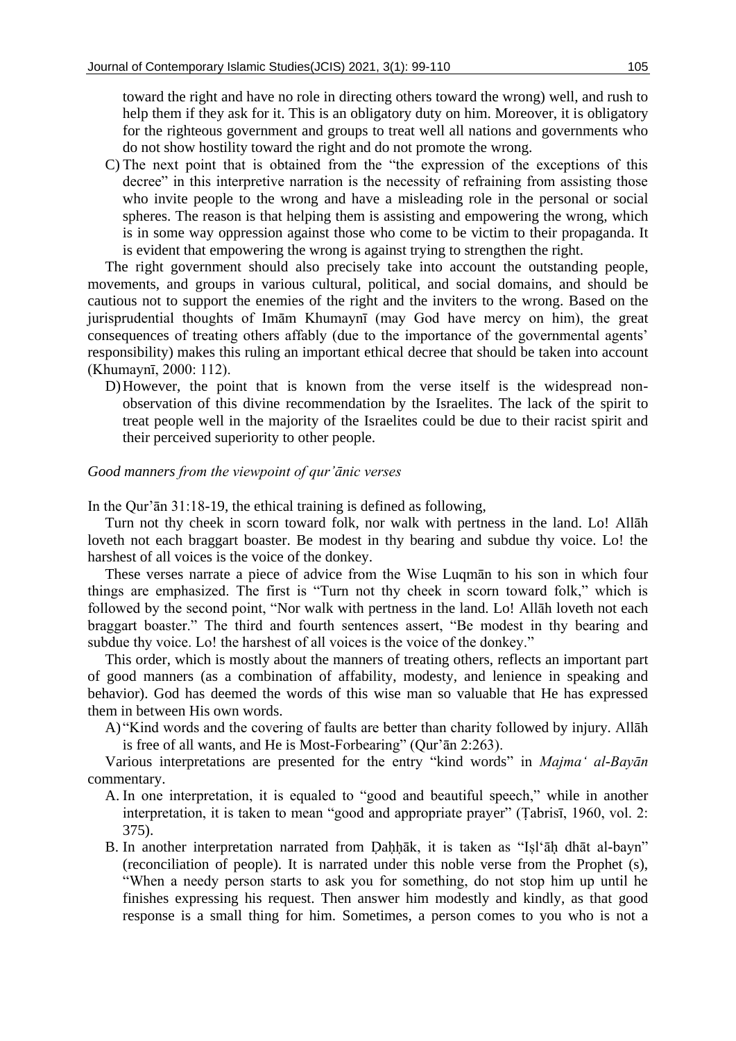toward the right and have no role in directing others toward the wrong) well, and rush to help them if they ask for it. This is an obligatory duty on him. Moreover, it is obligatory for the righteous government and groups to treat well all nations and governments who do not show hostility toward the right and do not promote the wrong.

C) The next point that is obtained from the "the expression of the exceptions of this decree" in this interpretive narration is the necessity of refraining from assisting those who invite people to the wrong and have a misleading role in the personal or social spheres. The reason is that helping them is assisting and empowering the wrong, which is in some way oppression against those who come to be victim to their propaganda. It is evident that empowering the wrong is against trying to strengthen the right.

The right government should also precisely take into account the outstanding people, movements, and groups in various cultural, political, and social domains, and should be cautious not to support the enemies of the right and the inviters to the wrong. Based on the jurisprudential thoughts of Imām Khumaynī (may God have mercy on him), the great consequences of treating others affably (due to the importance of the governmental agents' responsibility) makes this ruling an important ethical decree that should be taken into account (Khumaynī, 2000: 112).

D) However, the point that is known from the verse itself is the widespread non-observation of this divine recommendation by the Israelites. The lack of the spirit to treat people well in the majority of the Israelites could be due to their racist spirit and their perceived superiority to other people.

*Good manners from the viewpoint of qur'ānic verses*

In the Qur'ān 31:18-19, the ethical training is defined as following,

Turn not thy cheek in scorn toward folk, nor walk with pertness in the land. Lo! Allāh loveth not each braggart boaster. Be modest in thy bearing and subdue thy voice. Lo! the harshest of all voices is the voice of the donkey.

These verses narrate a piece of advice from the Wise Luqmān to his son in which four things are emphasized. The first is "Turn not thy cheek in scorn toward folk," which is followed by the second point, "Nor walk with pertness in the land. Lo! Allāh loveth not each braggart boaster." The third and fourth sentences assert, "Be modest in thy bearing and subdue thy voice. Lo! the harshest of all voices is the voice of the donkey."

This order, which is mostly about the manners of treating others, reflects an important part of good manners (as a combination of affability, modesty, and lenience in speaking and behavior). God has deemed the words of this wise man so valuable that He has expressed them in between His own words.

A) "Kind words and the covering of faults are better than charity followed by injury. Allāh is free of all wants, and He is Most-Forbearing" (Qur'ān 2:263).

Various interpretations are presented for the entry "kind words" in *Majma' al-Bayān* commentary.

A. In one interpretation, it is equaled to "good and beautiful speech," while in another interpretation, it is taken to mean "good and appropriate prayer" (Ṭabrisī, 1960, vol. 2: 375).

B. In another interpretation narrated from Ḍaḥḥāk, it is taken as "Iṣl'āḥ dhāt al-bayn" (reconciliation of people). It is narrated under this noble verse from the Prophet (s), "When a needy person starts to ask you for something, do not stop him up until he finishes expressing his request. Then answer him modestly and kindly, as that good response is a small thing for him. Sometimes, a person comes to you who is not a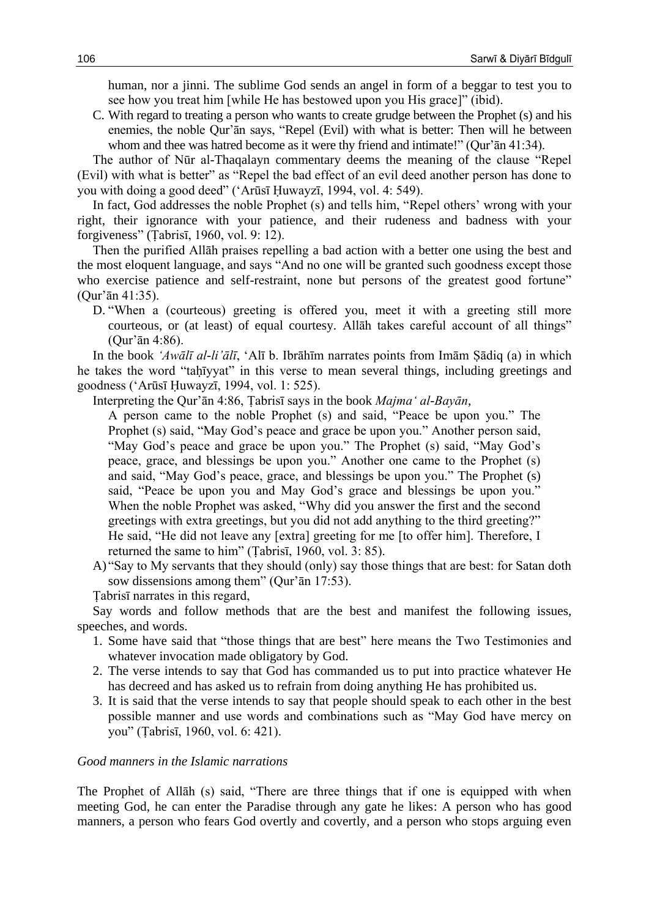human, nor a jinni. The sublime God sends an angel in form of a beggar to test you to see how you treat him [while He has bestowed upon you His grace]" (ibid).

C. With regard to treating a person who wants to create grudge between the Prophet (s) and his enemies, the noble Qur'ān says, "Repel (Evil) with what is better: Then will he between whom and thee was hatred become as it were thy friend and intimate!" (Qur'ān 41:34).

The author of Nūr al-Thaqalayn commentary deems the meaning of the clause "Repel (Evil) with what is better" as "Repel the bad effect of an evil deed another person has done to you with doing a good deed" ('Arūsī Ḥuwayzī, 1994, vol. 4: 549).

In fact, God addresses the noble Prophet (s) and tells him, "Repel others' wrong with your right, their ignorance with your patience, and their rudeness and badness with your forgiveness" (Ṭabrisī, 1960, vol. 9: 12).

Then the purified Allāh praises repelling a bad action with a better one using the best and the most eloquent language, and says "And no one will be granted such goodness except those who exercise patience and self-restraint, none but persons of the greatest good fortune" (Qur'ān 41:35).

D. "When a (courteous) greeting is offered you, meet it with a greeting still more courteous, or (at least) of equal courtesy. Allāh takes careful account of all things" (Qur'ān 4:86).

In the book *'Awālī al-li'ālī*, 'Alī b. Ibrāhīm narrates points from Imām Ṣādiq (a) in which he takes the word "taḥīyyat" in this verse to mean several things, including greetings and goodness ('Arūsī Ḥuwayzī, 1994, vol. 1: 525).

Interpreting the Qur'ān 4:86, Ṭabrisī says in the book *Majma' al-Bayān*,

> A person came to the noble Prophet (s) and said, "Peace be upon you." The Prophet (s) said, "May God's peace and grace be upon you." Another person said, "May God's peace and grace be upon you." The Prophet (s) said, "May God's peace, grace, and blessings be upon you." Another one came to the Prophet (s) and said, "May God's peace, grace, and blessings be upon you." The Prophet (s) said, "Peace be upon you and May God's grace and blessings be upon you." When the noble Prophet was asked, "Why did you answer the first and the second greetings with extra greetings, but you did not add anything to the third greeting?" He said, "He did not leave any [extra] greeting for me [to offer him]. Therefore, I returned the same to him" (Ṭabrisī, 1960, vol. 3: 85).

A) "Say to My servants that they should (only) say those things that are best: for Satan doth sow dissensions among them" (Qur'ān 17:53).

Ṭabrisī narrates in this regard,

Say words and follow methods that are the best and manifest the following issues, speeches, and words.

1. Some have said that "those things that are best" here means the Two Testimonies and whatever invocation made obligatory by God.
2. The verse intends to say that God has commanded us to put into practice whatever He has decreed and has asked us to refrain from doing anything He has prohibited us.
3. It is said that the verse intends to say that people should speak to each other in the best possible manner and use words and combinations such as "May God have mercy on you" (Ṭabrisī, 1960, vol. 6: 421).

### *Good manners in the Islamic narrations*

The Prophet of Allāh (s) said, "There are three things that if one is equipped with when meeting God, he can enter the Paradise through any gate he likes: A person who has good manners, a person who fears God overtly and covertly, and a person who stops arguing even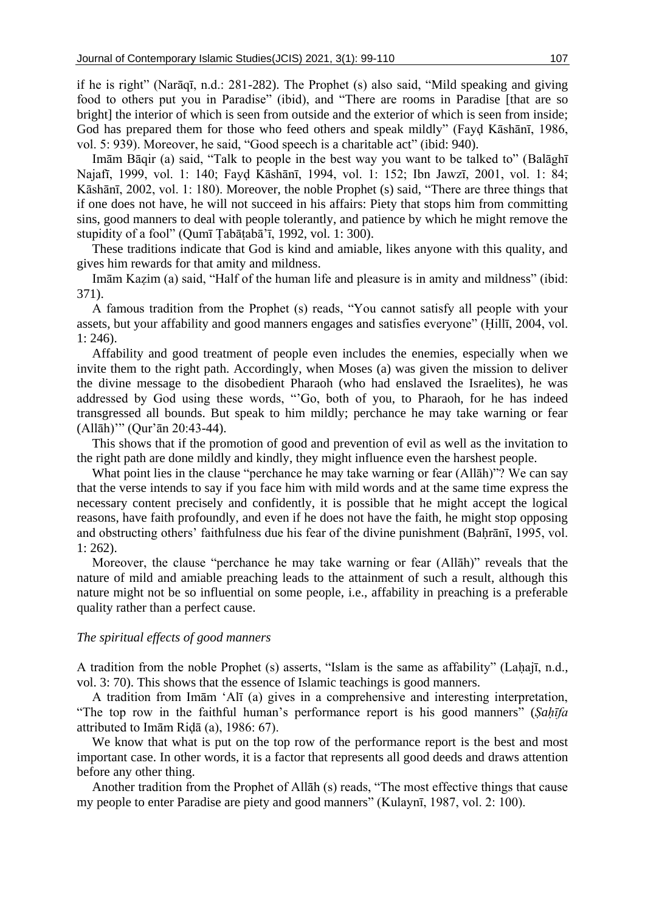if he is right" (Narāqī, n.d.: 281-282). The Prophet (s) also said, "Mild speaking and giving food to others put you in Paradise" (ibid), and "There are rooms in Paradise [that are so bright] the interior of which is seen from outside and the exterior of which is seen from inside; God has prepared them for those who feed others and speak mildly" (Fayḍ Kāshānī, 1986, vol. 5: 939). Moreover, he said, "Good speech is a charitable act" (ibid: 940).

Imām Bāqir (a) said, "Talk to people in the best way you want to be talked to" (Balāghī Najafī, 1999, vol. 1: 140; Fayḍ Kāshānī, 1994, vol. 1: 152; Ibn Jawzī, 2001, vol. 1: 84; Kāshānī, 2002, vol. 1: 180). Moreover, the noble Prophet (s) said, "There are three things that if one does not have, he will not succeed in his affairs: Piety that stops him from committing sins, good manners to deal with people tolerantly, and patience by which he might remove the stupidity of a fool" (Qumī Ṭabāṭabā'ī, 1992, vol. 1: 300).

These traditions indicate that God is kind and amiable, likes anyone with this quality, and gives him rewards for that amity and mildness.

Imām Kaẓim (a) said, "Half of the human life and pleasure is in amity and mildness" (ibid: 371).

A famous tradition from the Prophet (s) reads, "You cannot satisfy all people with your assets, but your affability and good manners engages and satisfies everyone" (Ḥillī, 2004, vol. 1: 246).

Affability and good treatment of people even includes the enemies, especially when we invite them to the right path. Accordingly, when Moses (a) was given the mission to deliver the divine message to the disobedient Pharaoh (who had enslaved the Israelites), he was addressed by God using these words, "'Go, both of you, to Pharaoh, for he has indeed transgressed all bounds. But speak to him mildly; perchance he may take warning or fear (Allāh)'" (Qur'ān 20:43-44).

This shows that if the promotion of good and prevention of evil as well as the invitation to the right path are done mildly and kindly, they might influence even the harshest people.

What point lies in the clause "perchance he may take warning or fear (Allāh)"? We can say that the verse intends to say if you face him with mild words and at the same time express the necessary content precisely and confidently, it is possible that he might accept the logical reasons, have faith profoundly, and even if he does not have the faith, he might stop opposing and obstructing others' faithfulness due his fear of the divine punishment (Baḥrānī, 1995, vol. 1: 262).

Moreover, the clause "perchance he may take warning or fear (Allāh)" reveals that the nature of mild and amiable preaching leads to the attainment of such a result, although this nature might not be so influential on some people, i.e., affability in preaching is a preferable quality rather than a perfect cause.

*The spiritual effects of good manners*

A tradition from the noble Prophet (s) asserts, "Islam is the same as affability" (Laḥajī, n.d., vol. 3: 70). This shows that the essence of Islamic teachings is good manners.

A tradition from Imām 'Alī (a) gives in a comprehensive and interesting interpretation, "The top row in the faithful human's performance report is his good manners" (*Ṣaḥīfa* attributed to Imām Riḍā (a), 1986: 67).

We know that what is put on the top row of the performance report is the best and most important case. In other words, it is a factor that represents all good deeds and draws attention before any other thing.

Another tradition from the Prophet of Allāh (s) reads, "The most effective things that cause my people to enter Paradise are piety and good manners" (Kulaynī, 1987, vol. 2: 100).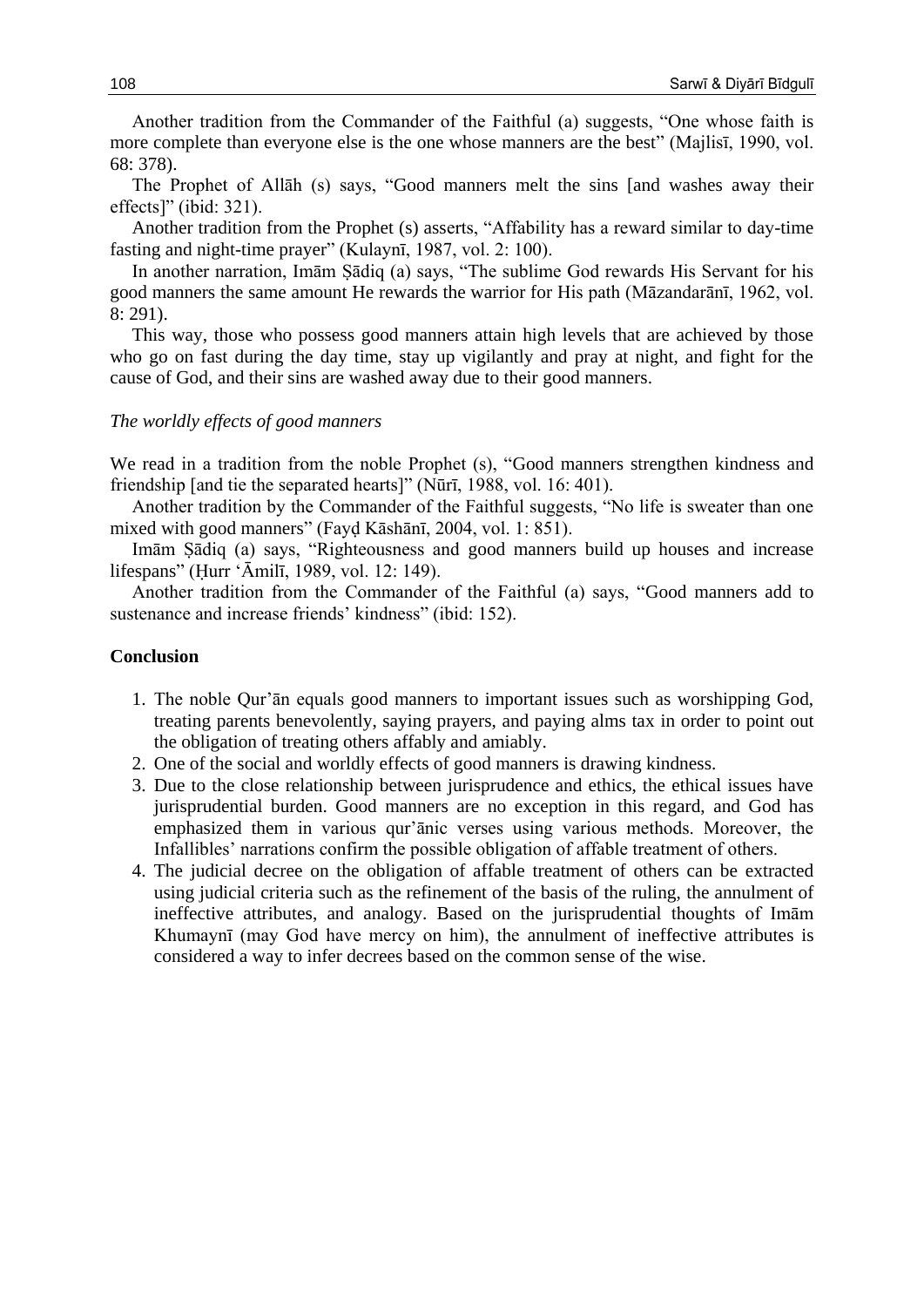Another tradition from the Commander of the Faithful (a) suggests, "One whose faith is more complete than everyone else is the one whose manners are the best" (Majlisī, 1990, vol. 68: 378).

The Prophet of Allāh (s) says, "Good manners melt the sins [and washes away their effects]" (ibid: 321).

Another tradition from the Prophet (s) asserts, "Affability has a reward similar to day-time fasting and night-time prayer" (Kulaynī, 1987, vol. 2: 100).

In another narration, Imām Ṣādiq (a) says, "The sublime God rewards His Servant for his good manners the same amount He rewards the warrior for His path (Māzandarānī, 1962, vol. 8: 291).

This way, those who possess good manners attain high levels that are achieved by those who go on fast during the day time, stay up vigilantly and pray at night, and fight for the cause of God, and their sins are washed away due to their good manners.

*The worldly effects of good manners*

We read in a tradition from the noble Prophet (s), "Good manners strengthen kindness and friendship [and tie the separated hearts]" (Nūrī, 1988, vol. 16: 401).

Another tradition by the Commander of the Faithful suggests, "No life is sweater than one mixed with good manners" (Fayḍ Kāshānī, 2004, vol. 1: 851).

Imām Ṣādiq (a) says, "Righteousness and good manners build up houses and increase lifespans" (Ḥurr 'Āmilī, 1989, vol. 12: 149).

Another tradition from the Commander of the Faithful (a) says, "Good manners add to sustenance and increase friends' kindness" (ibid: 152).

## Conclusion

1. The noble Qur'ān equals good manners to important issues such as worshipping God, treating parents benevolently, saying prayers, and paying alms tax in order to point out the obligation of treating others affably and amiably.
2. One of the social and worldly effects of good manners is drawing kindness.
3. Due to the close relationship between jurisprudence and ethics, the ethical issues have jurisprudential burden. Good manners are no exception in this regard, and God has emphasized them in various qur'ānic verses using various methods. Moreover, the Infallibles' narrations confirm the possible obligation of affable treatment of others.
4. The judicial decree on the obligation of affable treatment of others can be extracted using judicial criteria such as the refinement of the basis of the ruling, the annulment of ineffective attributes, and analogy. Based on the jurisprudential thoughts of Imām Khumaynī (may God have mercy on him), the annulment of ineffective attributes is considered a way to infer decrees based on the common sense of the wise.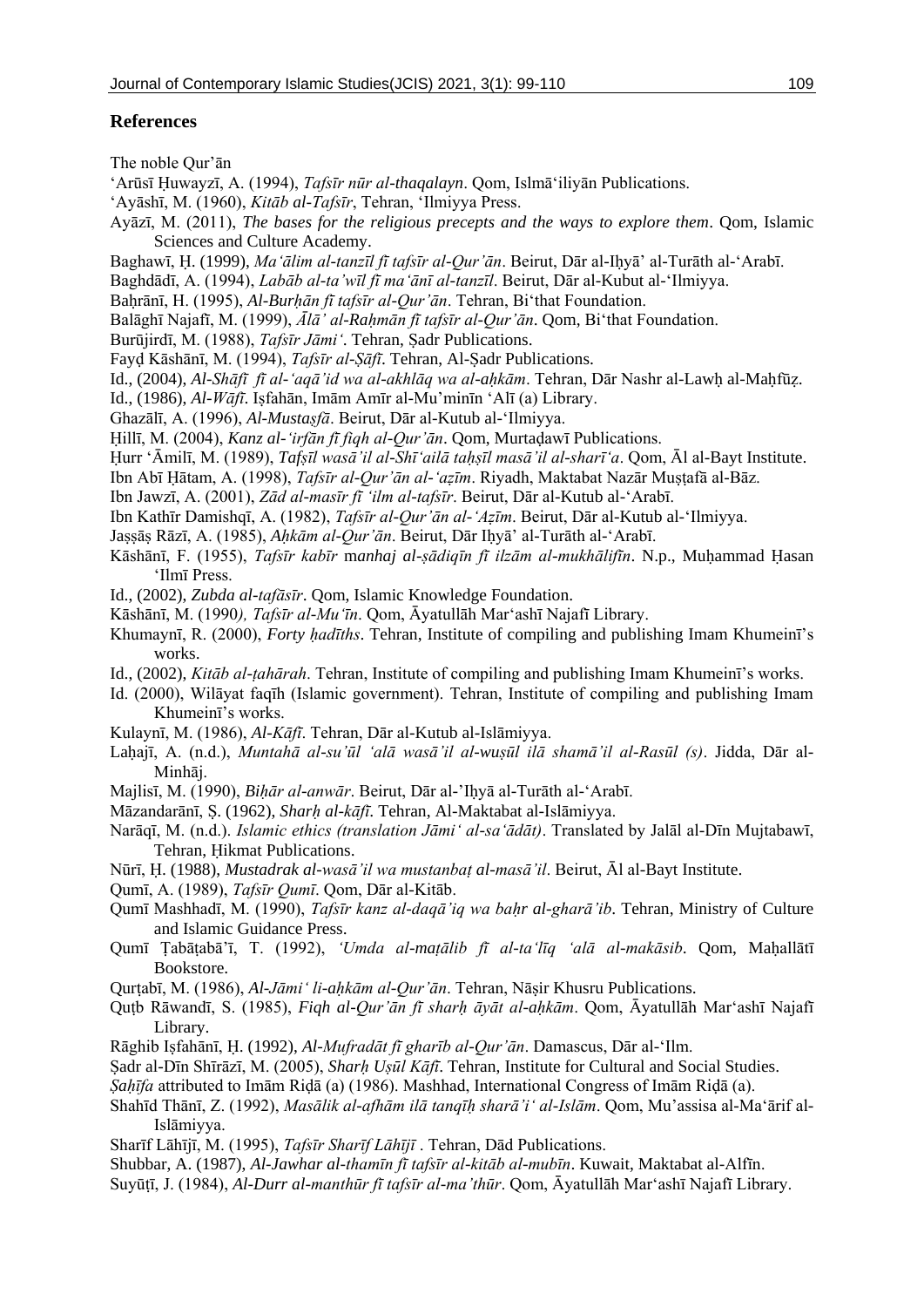## References

The noble Qur'ān

'Arūsī Ḥuwayzī, A. (1994), *Tafsīr nūr al-thaqalayn*. Qom, Islmā'iliyān Publications.

'Ayāshī, M. (1960), *Kitāb al-Tafsīr*, Tehran, 'Ilmiyya Press.

Ayāzī, M. (2011), *The bases for the religious precepts and the ways to explore them*. Qom, Islamic Sciences and Culture Academy.

Baghawī, Ḥ. (1999), *Ma'ālim al-tanzīl fī tafsīr al-Qur'ān*. Beirut, Dār al-Iḥyā' al-Turāth al-'Arabī.

Baghdādī, A. (1994), *Labāb al-ta'wīl fī ma'ānī al-tanzīl*. Beirut, Dār al-Kubut al-'Ilmiyya.

Baḥrānī, H. (1995), *Al-Burḥān fī tafsīr al-Qur'ān*. Tehran, Bi'that Foundation.

Balāghī Najafī, M. (1999), *Ālā' al-Raḥmān fī tafsīr al-Qur'ān*. Qom, Bi'that Foundation.

Burūjirdī, M. (1988), *Tafsīr Jāmi'*. Tehran, Ṣadr Publications.

Fayḍ Kāshānī, M. (1994), *Tafsīr al-Ṣāfī*. Tehran, Al-Ṣadr Publications.

Id., (2004), *Al-Shāfī fī al-'aqā'id wa al-akhlāq wa al-aḥkām*. Tehran, Dār Nashr al-Lawḥ al-Maḥfūẓ.

Id., (1986), *Al-Wāfī*. Iṣfahān, Imām Amīr al-Mu'minīn 'Alī (a) Library.

Ghazālī, A. (1996), *Al-Mustaṣfā*. Beirut, Dār al-Kutub al-'Ilmiyya.

Ḥillī, M. (2004), *Kanz al-'irfān fī fiqh al-Qur'ān*. Qom, Murtaḍawī Publications.

Ḥurr 'Āmilī, M. (1989), *Tafṣīl wasā'il al-Shī'ailā taḥṣīl masā'il al-sharī'a*. Qom, Āl al-Bayt Institute.

Ibn Abī Ḥātam, A. (1998), *Tafsīr al-Qur'ān al-'aẓīm*. Riyadh, Maktabat Nazār Muṣṭafā al-Bāz.

Ibn Jawzī, A. (2001), *Zād al-masīr fī 'ilm al-tafsīr*. Beirut, Dār al-Kutub al-'Arabī.

Ibn Kathīr Damishqī, A. (1982), *Tafsīr al-Qur'ān al-'Aẓīm*. Beirut, Dār al-Kutub al-'Ilmiyya.

Jaṣṣāṣ Rāzī, A. (1985), *Aḥkām al-Qur'ān*. Beirut, Dār Iḥyā' al-Turāth al-'Arabī.

Kāshānī, F. (1955), *Tafsīr kabīr manhaj al-ṣādiqīn fī ilzām al-mukhālifīn*. N.p., Muḥammad Ḥasan 'Ilmī Press.

Id., (2002), *Zubda al-tafāsīr*. Qom, Islamic Knowledge Foundation.

Kāshānī, M. (1990), *Tafsīr al-Mu'īn*. Qom, Āyatullāh Mar'ashī Najafī Library.

Khumaynī, R. (2000), *Forty ḥadīths*. Tehran, Institute of compiling and publishing Imam Khumeinī's works.

Id., (2002), *Kitāb al-ṭahārah*. Tehran, Institute of compiling and publishing Imam Khumeinī's works.

Id. (2000), Wilāyat faqīh (Islamic government). Tehran, Institute of compiling and publishing Imam Khumeinī's works.

Kulaynī, M. (1986), *Al-Kāfī*. Tehran, Dār al-Kutub al-Islāmiyya.

Laḥajī, A. (n.d.), *Muntahā al-su'ūl 'alā wasā'il al-wuṣūl ilā shamā'il al-Rasūl (s)*. Jidda, Dār al-Minhāj.

Majlisī, M. (1990), *Biḥār al-anwār*. Beirut, Dār al-'Iḥyā al-Turāth al-'Arabī.

Māzandarānī, Ṣ. (1962), *Sharḥ al-kāfī*. Tehran, Al-Maktabat al-Islāmiyya.

Narāqī, M. (n.d.). *Islamic ethics (translation Jāmi' al-sa'ādāt)*. Translated by Jalāl al-Dīn Mujtabawī, Tehran, Ḥikmat Publications.

Nūrī, Ḥ. (1988), *Mustadrak al-wasā'il wa mustanbaṭ al-masā'il*. Beirut, Āl al-Bayt Institute.

Qumī, A. (1989), *Tafsīr Qumī*. Qom, Dār al-Kitāb.

Qumī Mashhadī, M. (1990), *Tafsīr kanz al-daqā'iq wa baḥr al-gharā'ib*. Tehran, Ministry of Culture and Islamic Guidance Press.

Qumī Ṭabāṭabā'ī, T. (1992), *'Umda al-maṭālib fī al-ta'līq 'alā al-makāsib*. Qom, Maḥallātī Bookstore.

Qurṭabī, M. (1986), *Al-Jāmi' li-aḥkām al-Qur'ān*. Tehran, Nāṣir Khusru Publications.

Quṭb Rāwandī, S. (1985), *Fiqh al-Qur'ān fī sharḥ āyāt al-aḥkām*. Qom, Āyatullāh Mar'ashī Najafī Library.

Rāghib Iṣfahānī, Ḥ. (1992), *Al-Mufradāt fī gharīb al-Qur'ān*. Damascus, Dār al-'Ilm.

Ṣadr al-Dīn Shīrāzī, M. (2005), *Sharḥ Uṣūl Kāfī*. Tehran, Institute for Cultural and Social Studies.

*Ṣaḥīfa* attributed to Imām Riḍā (a) (1986). Mashhad, International Congress of Imām Riḍā (a).

Shahīd Thānī, Z. (1992), *Masālik al-afhām ilā tanqīḥ sharā'i' al-Islām*. Qom, Mu'assisa al-Ma'ārif al-Islāmiyya.

Sharīf Lāhījī, M. (1995), *Tafsīr Sharīf Lāhījī* . Tehran, Dād Publications.

Shubbar, A. (1987), *Al-Jawhar al-thamīn fī tafsīr al-kitāb al-mubīn*. Kuwait, Maktabat al-Alfīn.

Suyūṭī, J. (1984), *Al-Durr al-manthūr fī tafsīr al-ma'thūr*. Qom, Āyatullāh Mar'ashī Najafī Library.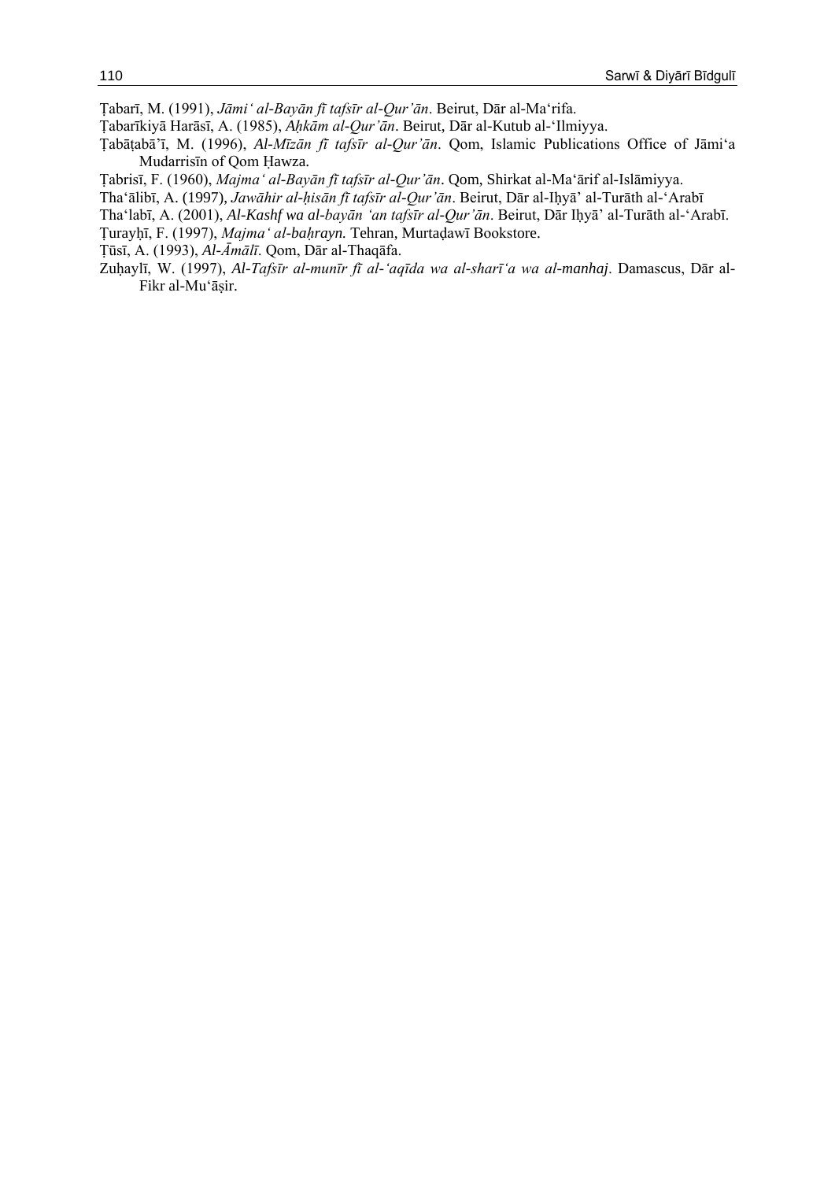Ṭabarī, M. (1991), *Jāmi' al-Bayān fī tafsīr al-Qur'ān*. Beirut, Dār al-Ma'rifa.

Ṭabarīkiyā Harāsī, A. (1985), *Aḥkām al-Qur'ān*. Beirut, Dār al-Kutub al-'Ilmiyya.

Ṭabāṭabā'ī, M. (1996), *Al-Mīzān fī tafsīr al-Qur'ān*. Qom, Islamic Publications Office of Jāmi'a Mudarrisīn of Qom Ḥawza.

Ṭabrisī, F. (1960), *Majma' al-Bayān fī tafsīr al-Qur'ān*. Qom, Shirkat al-Ma'ārif al-Islāmiyya.

Tha'ālibī, A. (1997), *Jawāhir al-ḥisān fī tafsīr al-Qur'ān*. Beirut, Dār al-Iḥyā' al-Turāth al-'Arabī

Tha'labī, A. (2001), *Al-Kashf wa al-bayān 'an tafsīr al-Qur'ān*. Beirut, Dār Iḥyā' al-Turāth al-'Arabī.

Ṭurayḥī, F. (1997), *Majma' al-baḥrayn.* Tehran, Murtaḍawī Bookstore.

Ṭūsī, A. (1993), *Al-Āmālī*. Qom, Dār al-Thaqāfa.

Zuḥaylī, W. (1997), *Al-Tafsīr al-munīr fī al-'aqīda wa al-sharī'a wa al-manhaj*. Damascus, Dār al-Fikr al-Mu'āṣir.